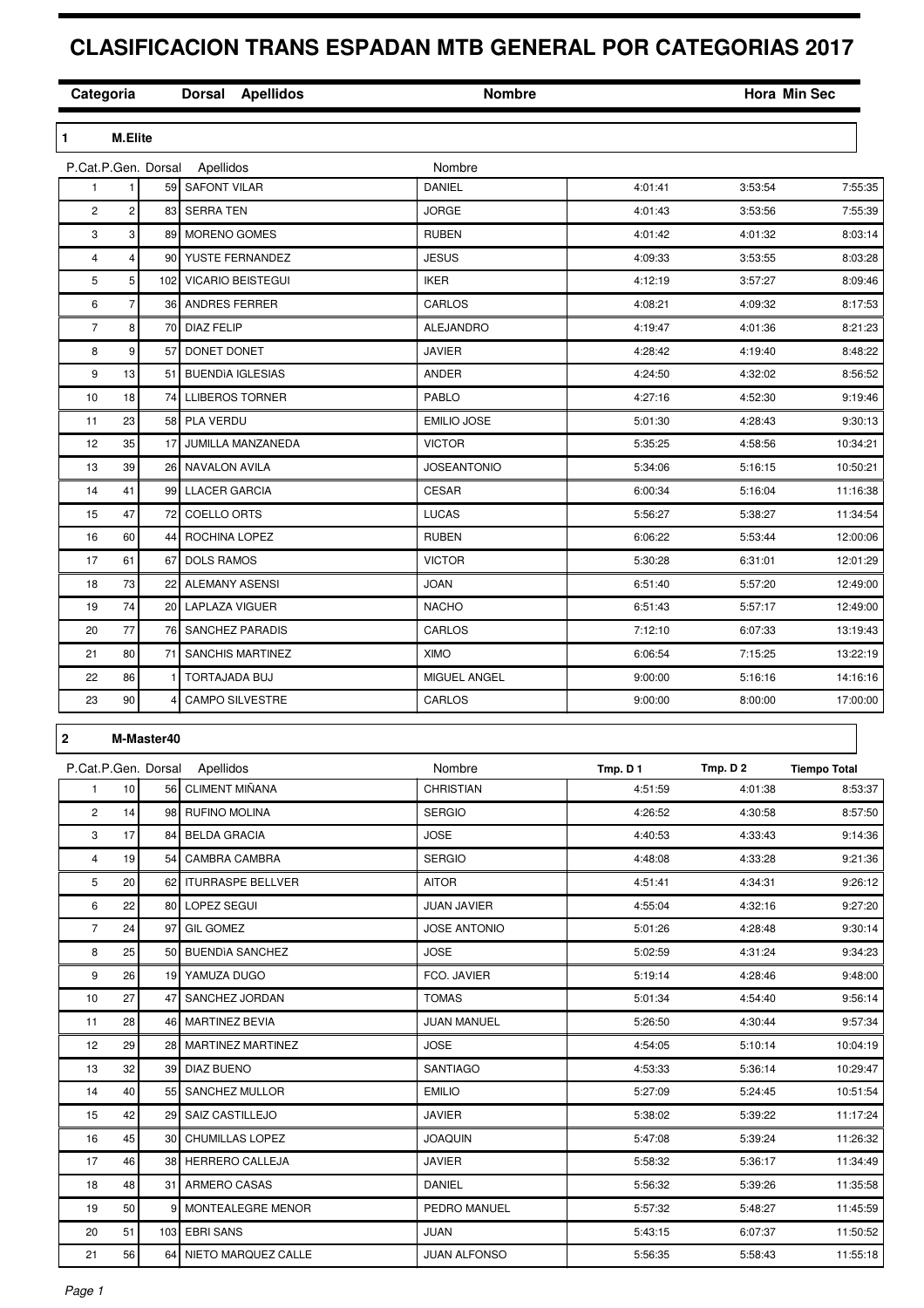# CLASIFICACION TRANS ESPADAN MTB GENERAL POR CATEGORIAS 2017

| Categoria | Dorsal | Apellidos | Nombre | Hora Min Sec |
|---|---|---|---|---|

## 1 M.Elite

| P.Cat. | P.Gen. | Dorsal | Apellidos | Nombre | | | |
|---|---|---|---|---|---|---|---|
| 1 | 1 | 59 | SAFONT VILAR | DANIEL | 4:01:41 | 3:53:54 | 7:55:35 |
| 2 | 2 | 83 | SERRA TEN | JORGE | 4:01:43 | 3:53:56 | 7:55:39 |
| 3 | 3 | 89 | MORENO GOMES | RUBEN | 4:01:42 | 4:01:32 | 8:03:14 |
| 4 | 4 | 90 | YUSTE FERNANDEZ | JESUS | 4:09:33 | 3:53:55 | 8:03:28 |
| 5 | 5 | 102 | VICARIO BEISTEGUI | IKER | 4:12:19 | 3:57:27 | 8:09:46 |
| 6 | 7 | 36 | ANDRES FERRER | CARLOS | 4:08:21 | 4:09:32 | 8:17:53 |
| 7 | 8 | 70 | DIAZ FELIP | ALEJANDRO | 4:19:47 | 4:01:36 | 8:21:23 |
| 8 | 9 | 57 | DONET DONET | JAVIER | 4:28:42 | 4:19:40 | 8:48:22 |
| 9 | 13 | 51 | BUENDIA IGLESIAS | ANDER | 4:24:50 | 4:32:02 | 8:56:52 |
| 10 | 18 | 74 | LLIBEROS TORNER | PABLO | 4:27:16 | 4:52:30 | 9:19:46 |
| 11 | 23 | 58 | PLA VERDU | EMILIO JOSE | 5:01:30 | 4:28:43 | 9:30:13 |
| 12 | 35 | 17 | JUMILLA MANZANEDA | VICTOR | 5:35:25 | 4:58:56 | 10:34:21 |
| 13 | 39 | 26 | NAVALON AVILA | JOSEANTONIO | 5:34:06 | 5:16:15 | 10:50:21 |
| 14 | 41 | 99 | LLACER GARCIA | CESAR | 6:00:34 | 5:16:04 | 11:16:38 |
| 15 | 47 | 72 | COELLO ORTS | LUCAS | 5:56:27 | 5:38:27 | 11:34:54 |
| 16 | 60 | 44 | ROCHINA LOPEZ | RUBEN | 6:06:22 | 5:53:44 | 12:00:06 |
| 17 | 61 | 67 | DOLS RAMOS | VICTOR | 5:30:28 | 6:31:01 | 12:01:29 |
| 18 | 73 | 22 | ALEMANY ASENSI | JOAN | 6:51:40 | 5:57:20 | 12:49:00 |
| 19 | 74 | 20 | LAPLAZA VIGUER | NACHO | 6:51:43 | 5:57:17 | 12:49:00 |
| 20 | 77 | 76 | SANCHEZ PARADIS | CARLOS | 7:12:10 | 6:07:33 | 13:19:43 |
| 21 | 80 | 71 | SANCHIS MARTINEZ | XIMO | 6:06:54 | 7:15:25 | 13:22:19 |
| 22 | 86 | 1 | TORTAJADA BUJ | MIGUEL ANGEL | 9:00:00 | 5:16:16 | 14:16:16 |
| 23 | 90 | 4 | CAMPO SILVESTRE | CARLOS | 9:00:00 | 8:00:00 | 17:00:00 |

## 2 M-Master40

| P.Cat. | P.Gen. | Dorsal | Apellidos | Nombre | Tmp. D 1 | Tmp. D 2 | Tiempo Total |
|---|---|---|---|---|---|---|---|
| 1 | 10 | 56 | CLIMENT MIÑANA | CHRISTIAN | 4:51:59 | 4:01:38 | 8:53:37 |
| 2 | 14 | 98 | RUFINO MOLINA | SERGIO | 4:26:52 | 4:30:58 | 8:57:50 |
| 3 | 17 | 84 | BELDA GRACIA | JOSE | 4:40:53 | 4:33:43 | 9:14:36 |
| 4 | 19 | 54 | CAMBRA CAMBRA | SERGIO | 4:48:08 | 4:33:28 | 9:21:36 |
| 5 | 20 | 62 | ITURRASPE BELLVER | AITOR | 4:51:41 | 4:34:31 | 9:26:12 |
| 6 | 22 | 80 | LOPEZ SEGUI | JUAN JAVIER | 4:55:04 | 4:32:16 | 9:27:20 |
| 7 | 24 | 97 | GIL GOMEZ | JOSE ANTONIO | 5:01:26 | 4:28:48 | 9:30:14 |
| 8 | 25 | 50 | BUENDIA SANCHEZ | JOSE | 5:02:59 | 4:31:24 | 9:34:23 |
| 9 | 26 | 19 | YAMUZA DUGO | FCO. JAVIER | 5:19:14 | 4:28:46 | 9:48:00 |
| 10 | 27 | 47 | SANCHEZ JORDAN | TOMAS | 5:01:34 | 4:54:40 | 9:56:14 |
| 11 | 28 | 46 | MARTINEZ BEVIA | JUAN MANUEL | 5:26:50 | 4:30:44 | 9:57:34 |
| 12 | 29 | 28 | MARTINEZ MARTINEZ | JOSE | 4:54:05 | 5:10:14 | 10:04:19 |
| 13 | 32 | 39 | DIAZ BUENO | SANTIAGO | 4:53:33 | 5:36:14 | 10:29:47 |
| 14 | 40 | 55 | SANCHEZ MULLOR | EMILIO | 5:27:09 | 5:24:45 | 10:51:54 |
| 15 | 42 | 29 | SAIZ CASTILLEJO | JAVIER | 5:38:02 | 5:39:22 | 11:17:24 |
| 16 | 45 | 30 | CHUMILLAS LOPEZ | JOAQUIN | 5:47:08 | 5:39:24 | 11:26:32 |
| 17 | 46 | 38 | HERRERO CALLEJA | JAVIER | 5:58:32 | 5:36:17 | 11:34:49 |
| 18 | 48 | 31 | ARMERO CASAS | DANIEL | 5:56:32 | 5:39:26 | 11:35:58 |
| 19 | 50 | 9 | MONTEALEGRE MENOR | PEDRO MANUEL | 5:57:32 | 5:48:27 | 11:45:59 |
| 20 | 51 | 103 | EBRI SANS | JUAN | 5:43:15 | 6:07:37 | 11:50:52 |
| 21 | 56 | 64 | NIETO MARQUEZ CALLE | JUAN ALFONSO | 5:56:35 | 5:58:43 | 11:55:18 |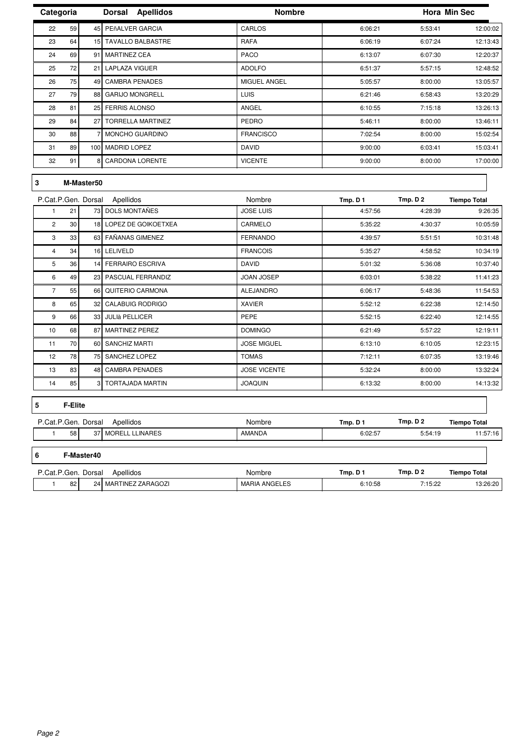| Categoria | | Dorsal | Apellidos | Nombre | Hora | Min | Sec |
|---|---|---|---|---|---|---|---|
| 22 | 59 | 45 | PEñALVER GARCIA | CARLOS | 6:06:21 | 5:53:41 | 12:00:02 |
| 23 | 64 | 15 | TAVALLO BALBASTRE | RAFA | 6:06:19 | 6:07:24 | 12:13:43 |
| 24 | 69 | 91 | MARTINEZ CEA | PACO | 6:13:07 | 6:07:30 | 12:20:37 |
| 25 | 72 | 21 | LAPLAZA VIGUER | ADOLFO | 6:51:37 | 5:57:15 | 12:48:52 |
| 26 | 75 | 49 | CAMBRA PENADES | MIGUEL ANGEL | 5:05:57 | 8:00:00 | 13:05:57 |
| 27 | 79 | 88 | GARIJO MONGRELL | LUIS | 6:21:46 | 6:58:43 | 13:20:29 |
| 28 | 81 | 25 | FERRIS ALONSO | ANGEL | 6:10:55 | 7:15:18 | 13:26:13 |
| 29 | 84 | 27 | TORRELLA MARTINEZ | PEDRO | 5:46:11 | 8:00:00 | 13:46:11 |
| 30 | 88 | 7 | MONCHO GUARDINO | FRANCISCO | 7:02:54 | 8:00:00 | 15:02:54 |
| 31 | 89 | 100 | MADRID LOPEZ | DAVID | 9:00:00 | 6:03:41 | 15:03:41 |
| 32 | 91 | 8 | CARDONA LORENTE | VICENTE | 9:00:00 | 8:00:00 | 17:00:00 |

**3 M-Master50**

| P.Cat. | P.Gen. | Dorsal | Apellidos | Nombre | Tmp. D 1 | Tmp. D 2 | Tiempo Total |
|---|---|---|---|---|---|---|---|
| 1 | 21 | 73 | DOLS MONTAÑES | JOSE LUIS | 4:57:56 | 4:28:39 | 9:26:35 |
| 2 | 30 | 18 | LOPEZ DE GOIKOETXEA | CARMELO | 5:35:22 | 4:30:37 | 10:05:59 |
| 3 | 33 | 63 | FAÑANAS GIMENEZ | FERNANDO | 4:39:57 | 5:51:51 | 10:31:48 |
| 4 | 34 | 16 | LELIVELD | FRANCOIS | 5:35:27 | 4:58:52 | 10:34:19 |
| 5 | 36 | 14 | FERRAIRO ESCRIVA | DAVID | 5:01:32 | 5:36:08 | 10:37:40 |
| 6 | 49 | 23 | PASCUAL FERRANDIZ | JOAN JOSEP | 6:03:01 | 5:38:22 | 11:41:23 |
| 7 | 55 | 66 | QUITERIO CARMONA | ALEJANDRO | 6:06:17 | 5:48:36 | 11:54:53 |
| 8 | 65 | 32 | CALABUIG RODRIGO | XAVIER | 5:52:12 | 6:22:38 | 12:14:50 |
| 9 | 66 | 33 | JULIà PELLICER | PEPE | 5:52:15 | 6:22:40 | 12:14:55 |
| 10 | 68 | 87 | MARTINEZ PEREZ | DOMINGO | 6:21:49 | 5:57:22 | 12:19:11 |
| 11 | 70 | 60 | SANCHIZ MARTI | JOSE MIGUEL | 6:13:10 | 6:10:05 | 12:23:15 |
| 12 | 78 | 75 | SANCHEZ LOPEZ | TOMAS | 7:12:11 | 6:07:35 | 13:19:46 |
| 13 | 83 | 48 | CAMBRA PENADES | JOSE VICENTE | 5:32:24 | 8:00:00 | 13:32:24 |
| 14 | 85 | 3 | TORTAJADA MARTIN | JOAQUIN | 6:13:32 | 8:00:00 | 14:13:32 |

**5 F-Elite**

| P.Cat. | P.Gen. | Dorsal | Apellidos | Nombre | Tmp. D 1 | Tmp. D 2 | Tiempo Total |
|---|---|---|---|---|---|---|---|
| 1 | 58 | 37 | MORELL LLINARES | AMANDA | 6:02:57 | 5:54:19 | 11:57:16 |

**6 F-Master40**

| P.Cat. | P.Gen. | Dorsal | Apellidos | Nombre | Tmp. D 1 | Tmp. D 2 | Tiempo Total |
|---|---|---|---|---|---|---|---|
| 1 | 82 | 24 | MARTINEZ ZARAGOZI | MARIA ANGELES | 6:10:58 | 7:15:22 | 13:26:20 |